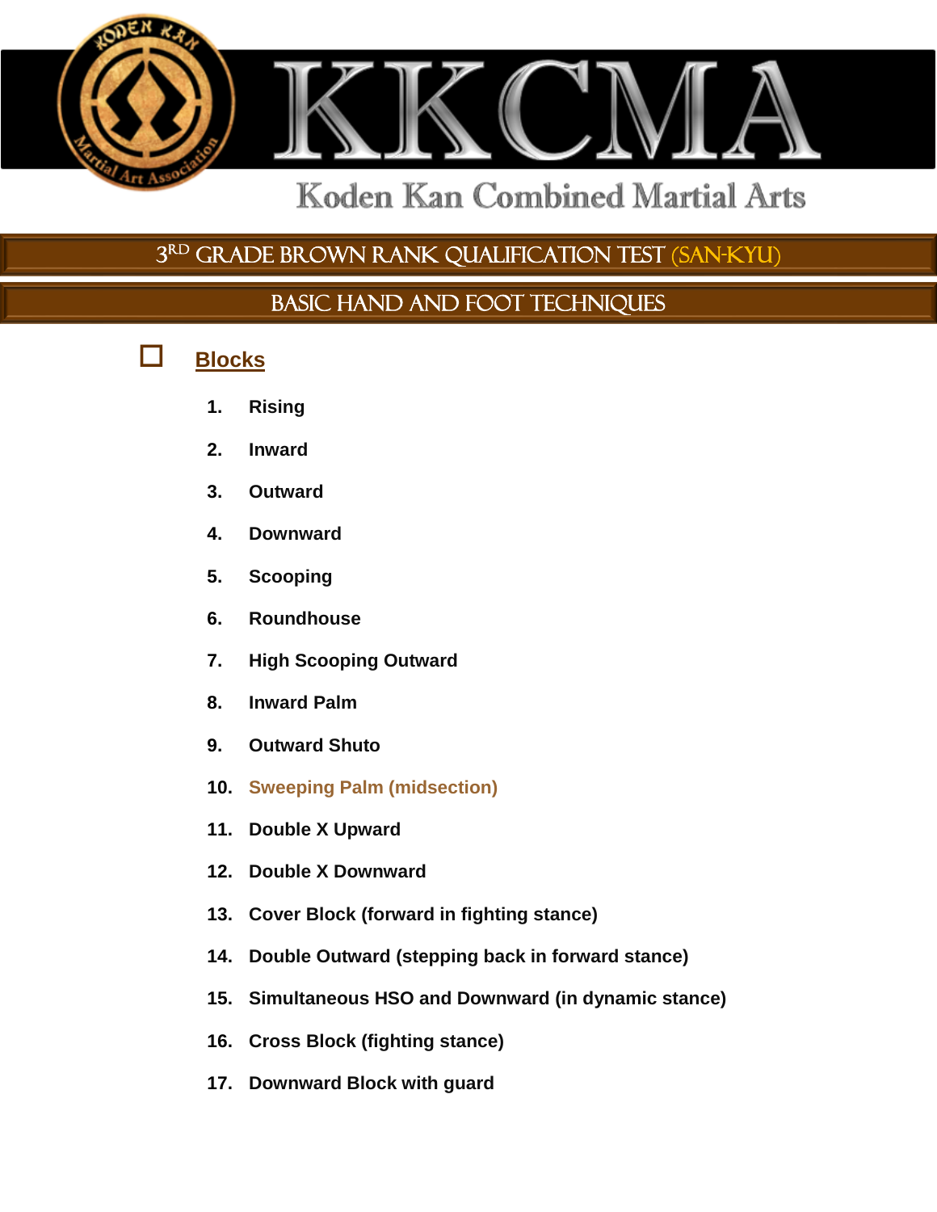# KKCMA

## Koden Kan Combined Martial Arts

## 3RD GRADE BROWN RANK QUALIFICATION TEST (SAN-KYU)

## BASIC HAND AND FOOT TECHNIQUES

☐ **Blocks**

1. **Rising**
2. **Inward**
3. **Outward**
4. **Downward**
5. **Scooping**
6. **Roundhouse**
7. **High Scooping Outward**
8. **Inward Palm**
9. **Outward Shuto**
10. **Sweeping Palm (midsection)**
11. **Double X Upward**
12. **Double X Downward**
13. **Cover Block (forward in fighting stance)**
14. **Double Outward (stepping back in forward stance)**
15. **Simultaneous HSO and Downward (in dynamic stance)**
16. **Cross Block (fighting stance)**
17. **Downward Block with guard**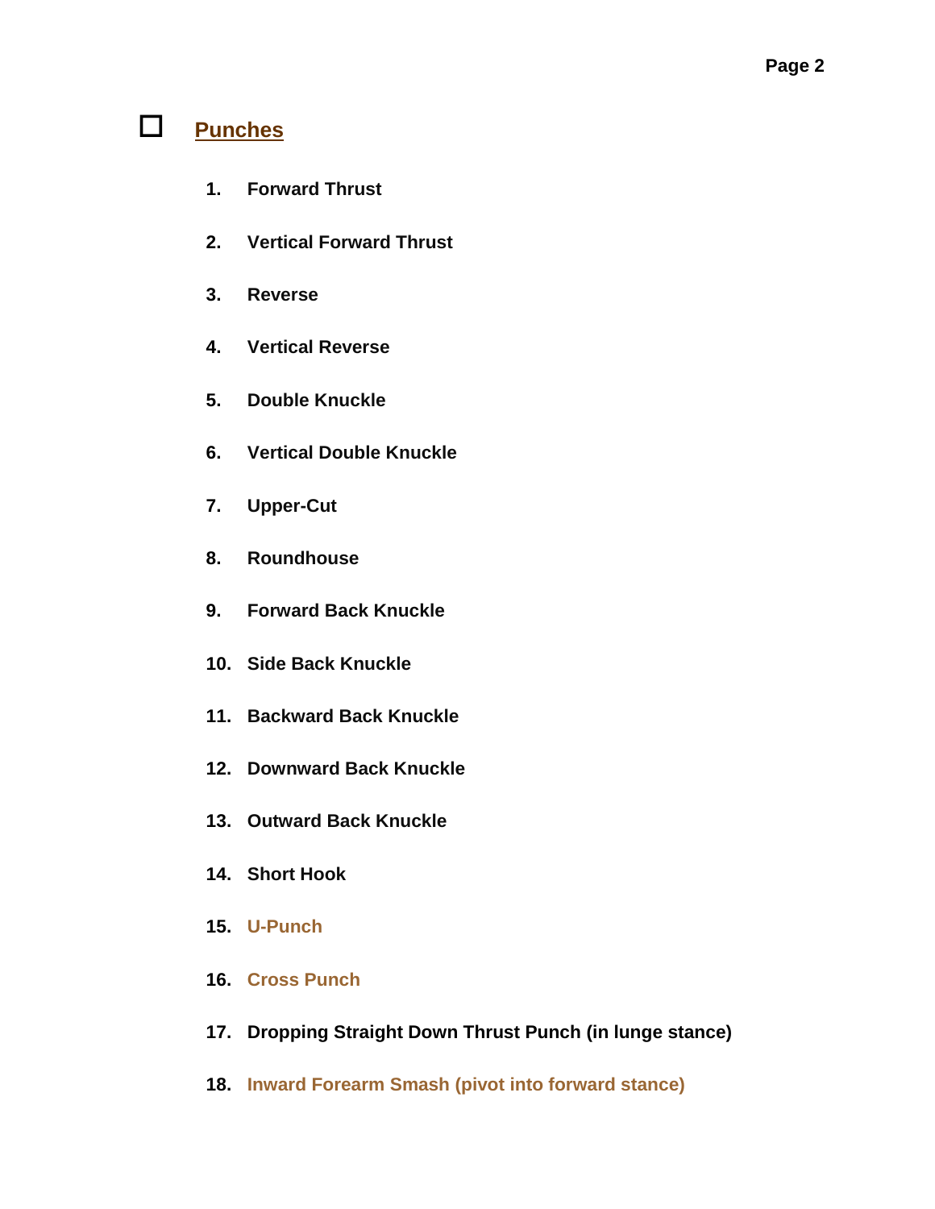## ☐ Punches

1. **Forward Thrust**
2. **Vertical Forward Thrust**
3. **Reverse**
4. **Vertical Reverse**
5. **Double Knuckle**
6. **Vertical Double Knuckle**
7. **Upper-Cut**
8. **Roundhouse**
9. **Forward Back Knuckle**
10. **Side Back Knuckle**
11. **Backward Back Knuckle**
12. **Downward Back Knuckle**
13. **Outward Back Knuckle**
14. **Short Hook**
15. **U-Punch**
16. **Cross Punch**
17. **Dropping Straight Down Thrust Punch (in lunge stance)**
18. **Inward Forearm Smash (pivot into forward stance)**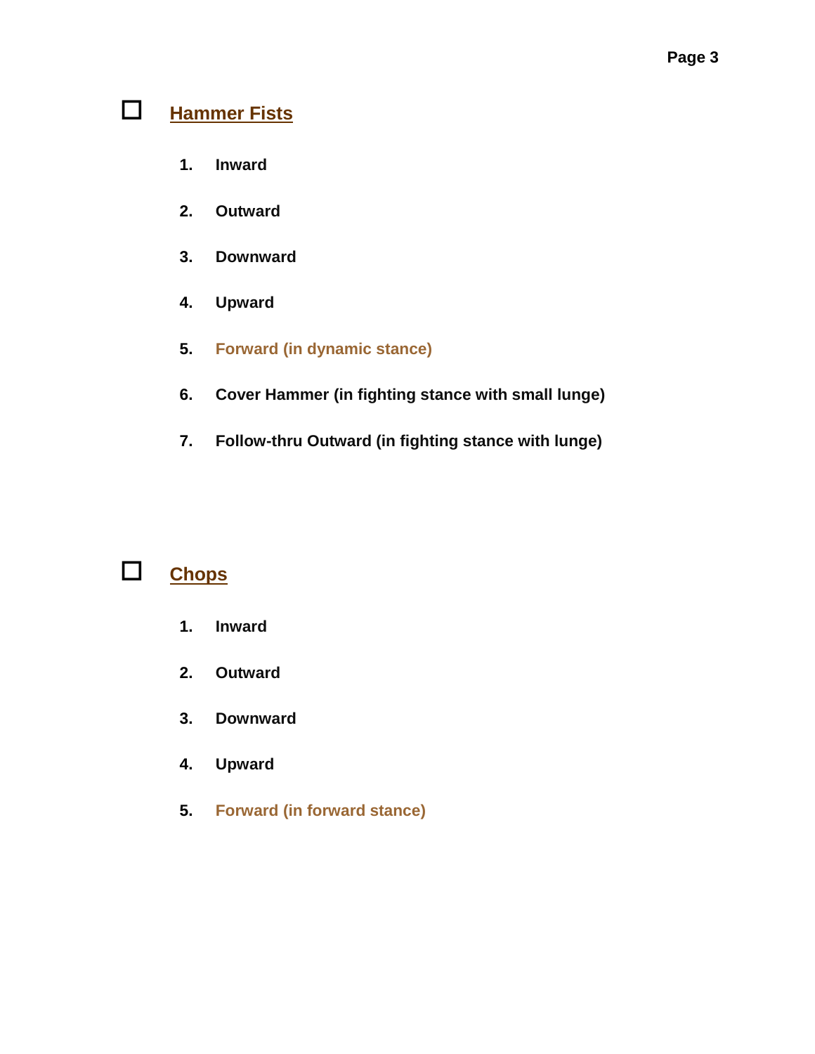## ☐ Hammer Fists

1. **Inward**
2. **Outward**
3. **Downward**
4. **Upward**
5. **Forward (in dynamic stance)**
6. **Cover Hammer (in fighting stance with small lunge)**
7. **Follow-thru Outward (in fighting stance with lunge)**

## ☐ Chops

1. **Inward**
2. **Outward**
3. **Downward**
4. **Upward**
5. **Forward (in forward stance)**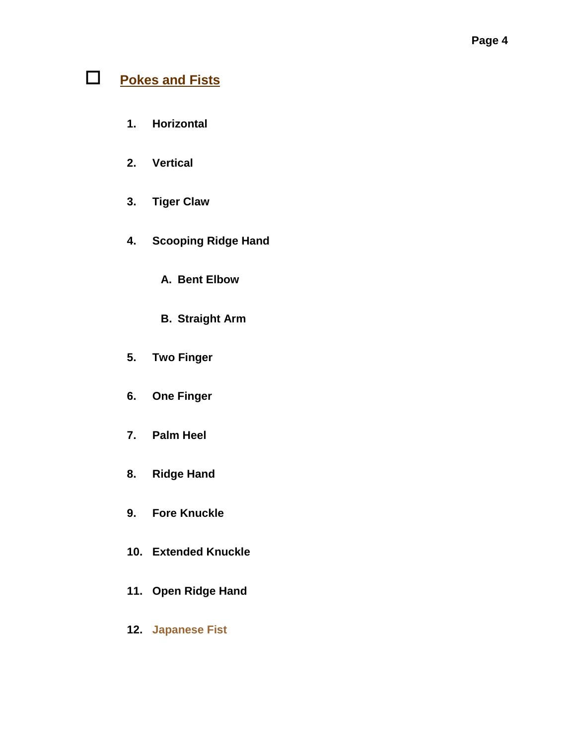## ☐ Pokes and Fists

1. **Horizontal**
2. **Vertical**
3. **Tiger Claw**
4. **Scooping Ridge Hand**
   - **A. Bent Elbow**
   - **B. Straight Arm**
5. **Two Finger**
6. **One Finger**
7. **Palm Heel**
8. **Ridge Hand**
9. **Fore Knuckle**
10. **Extended Knuckle**
11. **Open Ridge Hand**
12. **Japanese Fist**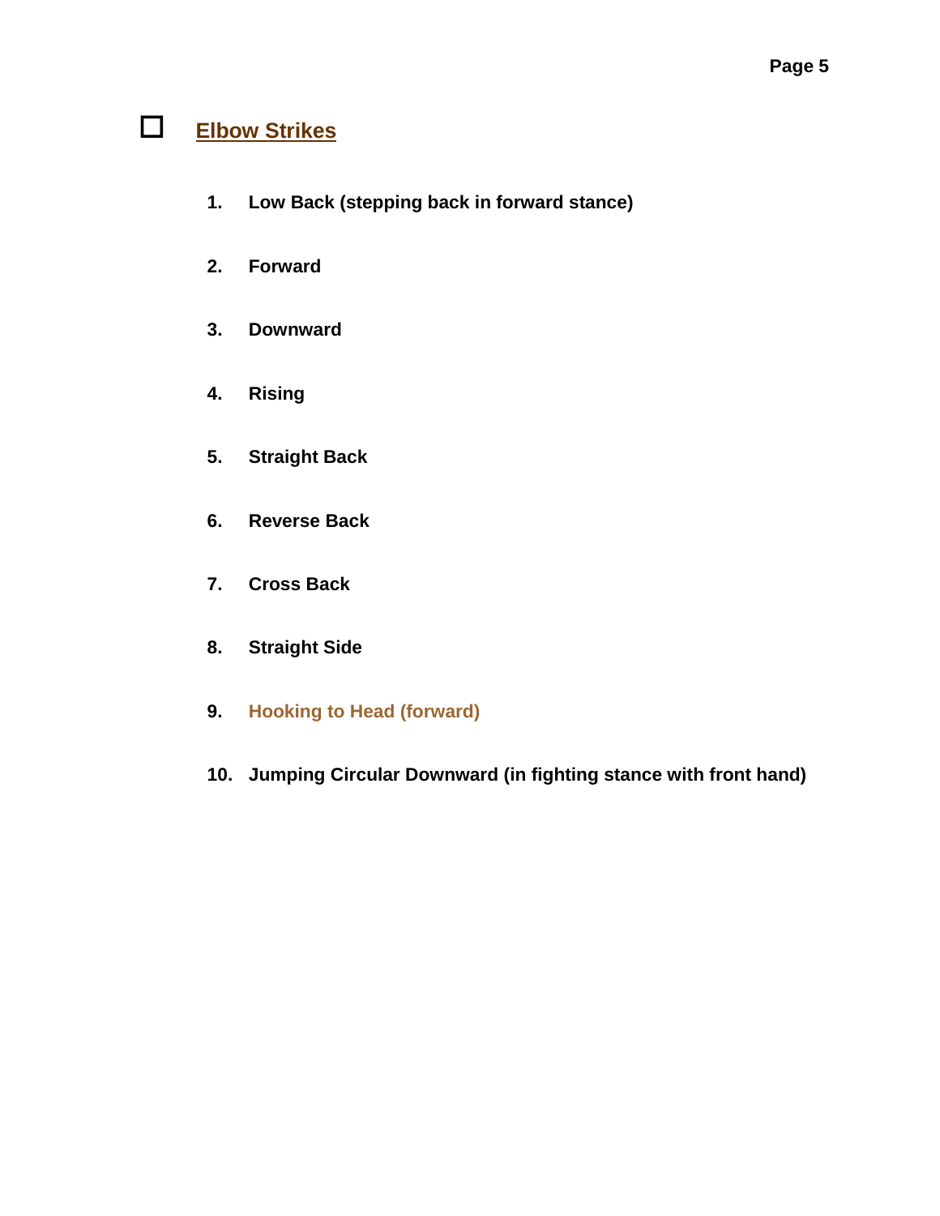## ☐ Elbow Strikes

1. **Low Back (stepping back in forward stance)**
2. **Forward**
3. **Downward**
4. **Rising**
5. **Straight Back**
6. **Reverse Back**
7. **Cross Back**
8. **Straight Side**
9. **Hooking to Head (forward)**
10. **Jumping Circular Downward (in fighting stance with front hand)**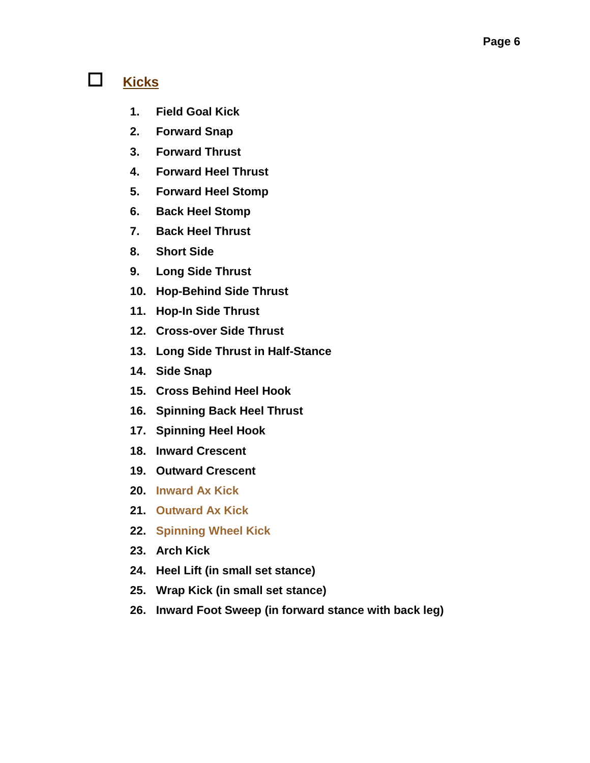## ☐ Kicks

1. Field Goal Kick
2. Forward Snap
3. Forward Thrust
4. Forward Heel Thrust
5. Forward Heel Stomp
6. Back Heel Stomp
7. Back Heel Thrust
8. Short Side
9. Long Side Thrust
10. Hop-Behind Side Thrust
11. Hop-In Side Thrust
12. Cross-over Side Thrust
13. Long Side Thrust in Half-Stance
14. Side Snap
15. Cross Behind Heel Hook
16. Spinning Back Heel Thrust
17. Spinning Heel Hook
18. Inward Crescent
19. Outward Crescent
20. Inward Ax Kick
21. Outward Ax Kick
22. Spinning Wheel Kick
23. Arch Kick
24. Heel Lift (in small set stance)
25. Wrap Kick (in small set stance)
26. Inward Foot Sweep (in forward stance with back leg)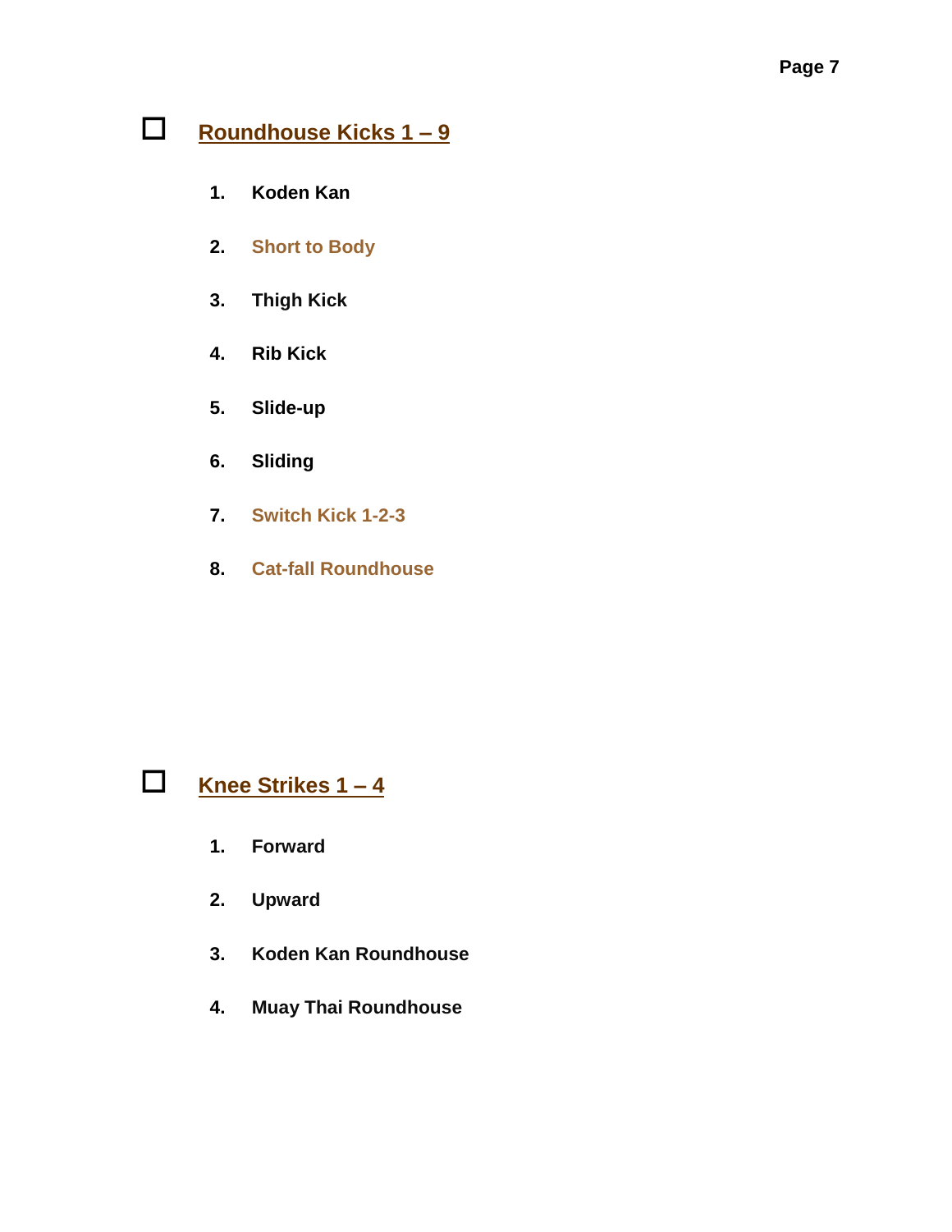## ☐ Roundhouse Kicks 1 – 9

1. Koden Kan
2. Short to Body
3. Thigh Kick
4. Rib Kick
5. Slide-up
6. Sliding
7. Switch Kick 1-2-3
8. Cat-fall Roundhouse

## ☐ Knee Strikes 1 – 4

1. Forward
2. Upward
3. Koden Kan Roundhouse
4. Muay Thai Roundhouse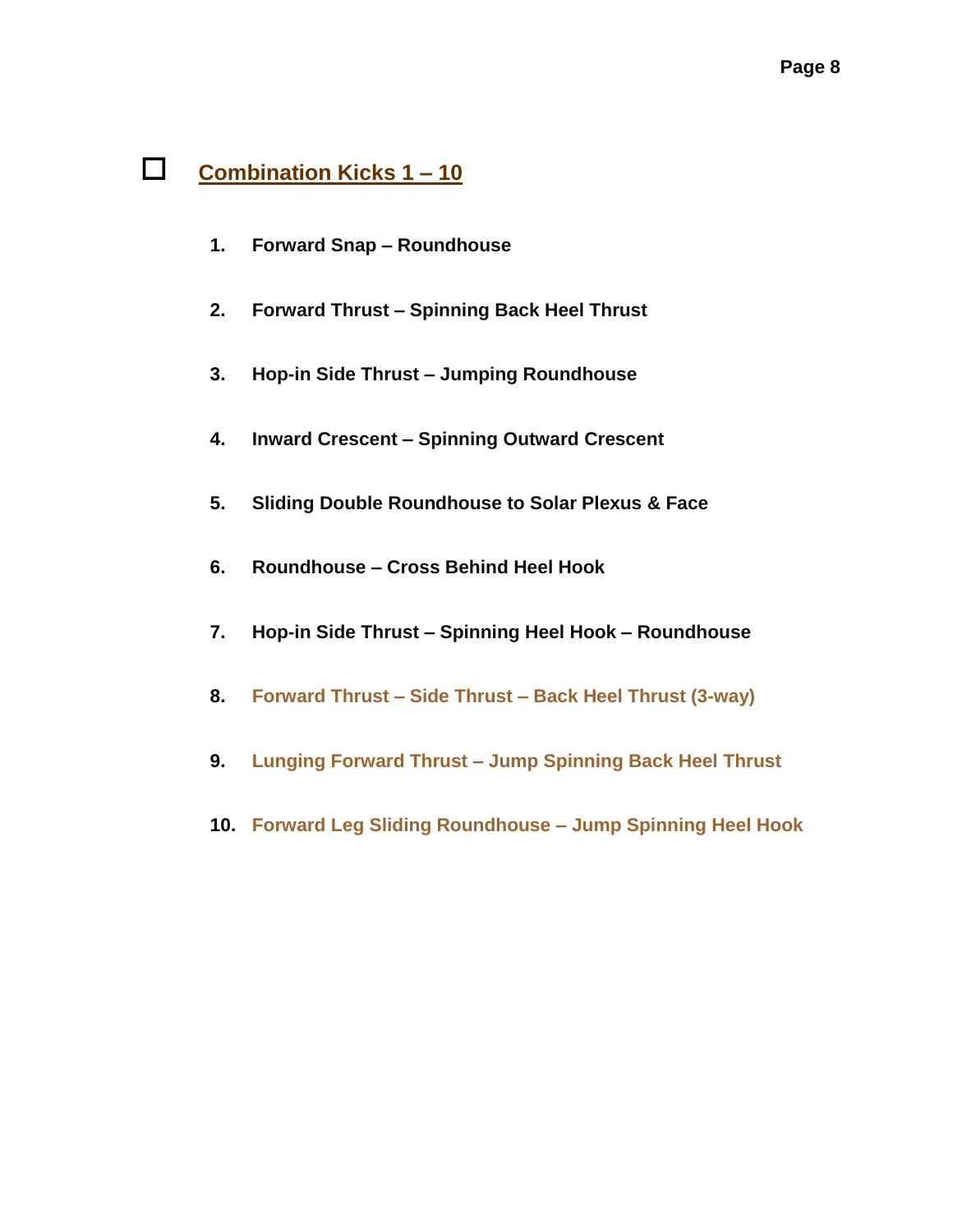## ☐ Combination Kicks 1 – 10

1. **Forward Snap – Roundhouse**
2. **Forward Thrust – Spinning Back Heel Thrust**
3. **Hop-in Side Thrust – Jumping Roundhouse**
4. **Inward Crescent – Spinning Outward Crescent**
5. **Sliding Double Roundhouse to Solar Plexus & Face**
6. **Roundhouse – Cross Behind Heel Hook**
7. **Hop-in Side Thrust – Spinning Heel Hook – Roundhouse**
8. **Forward Thrust – Side Thrust – Back Heel Thrust (3-way)**
9. **Lunging Forward Thrust – Jump Spinning Back Heel Thrust**
10. **Forward Leg Sliding Roundhouse – Jump Spinning Heel Hook**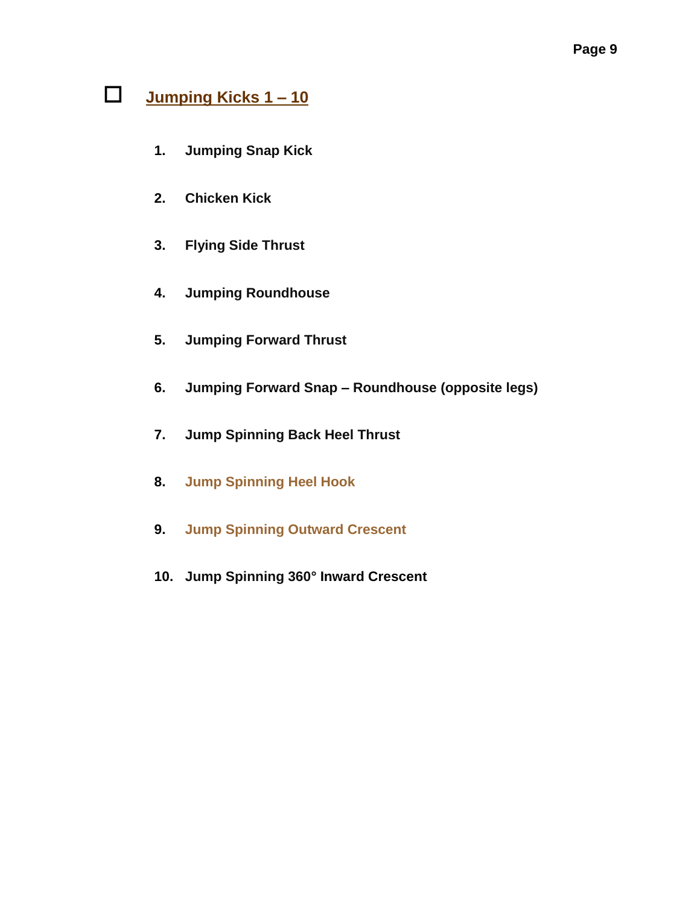## ☐ Jumping Kicks 1 – 10

1. **Jumping Snap Kick**
2. **Chicken Kick**
3. **Flying Side Thrust**
4. **Jumping Roundhouse**
5. **Jumping Forward Thrust**
6. **Jumping Forward Snap – Roundhouse (opposite legs)**
7. **Jump Spinning Back Heel Thrust**
8. **Jump Spinning Heel Hook**
9. **Jump Spinning Outward Crescent**
10. **Jump Spinning 360° Inward Crescent**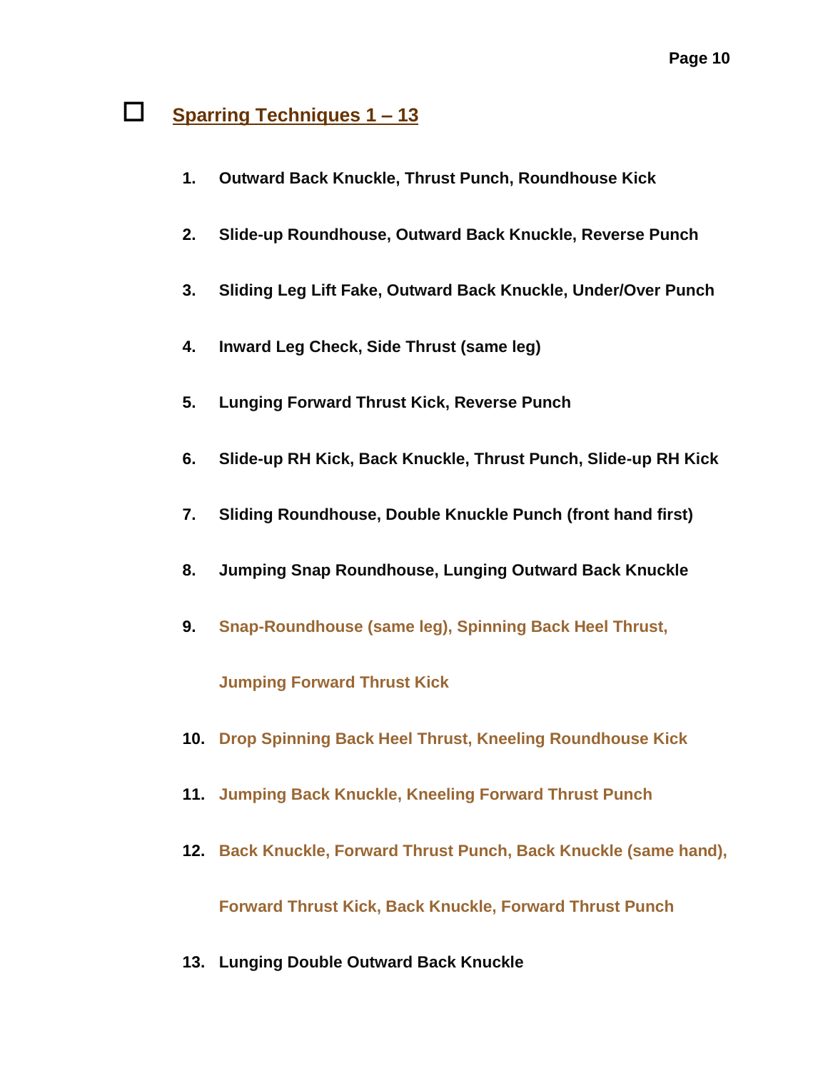## ☐ Sparring Techniques 1 – 13

1. **Outward Back Knuckle, Thrust Punch, Roundhouse Kick**
2. **Slide-up Roundhouse, Outward Back Knuckle, Reverse Punch**
3. **Sliding Leg Lift Fake, Outward Back Knuckle, Under/Over Punch**
4. **Inward Leg Check, Side Thrust (same leg)**
5. **Lunging Forward Thrust Kick, Reverse Punch**
6. **Slide-up RH Kick, Back Knuckle, Thrust Punch, Slide-up RH Kick**
7. **Sliding Roundhouse, Double Knuckle Punch (front hand first)**
8. **Jumping Snap Roundhouse, Lunging Outward Back Knuckle**
9. **Snap-Roundhouse (same leg), Spinning Back Heel Thrust, Jumping Forward Thrust Kick**
10. **Drop Spinning Back Heel Thrust, Kneeling Roundhouse Kick**
11. **Jumping Back Knuckle, Kneeling Forward Thrust Punch**
12. **Back Knuckle, Forward Thrust Punch, Back Knuckle (same hand), Forward Thrust Kick, Back Knuckle, Forward Thrust Punch**
13. **Lunging Double Outward Back Knuckle**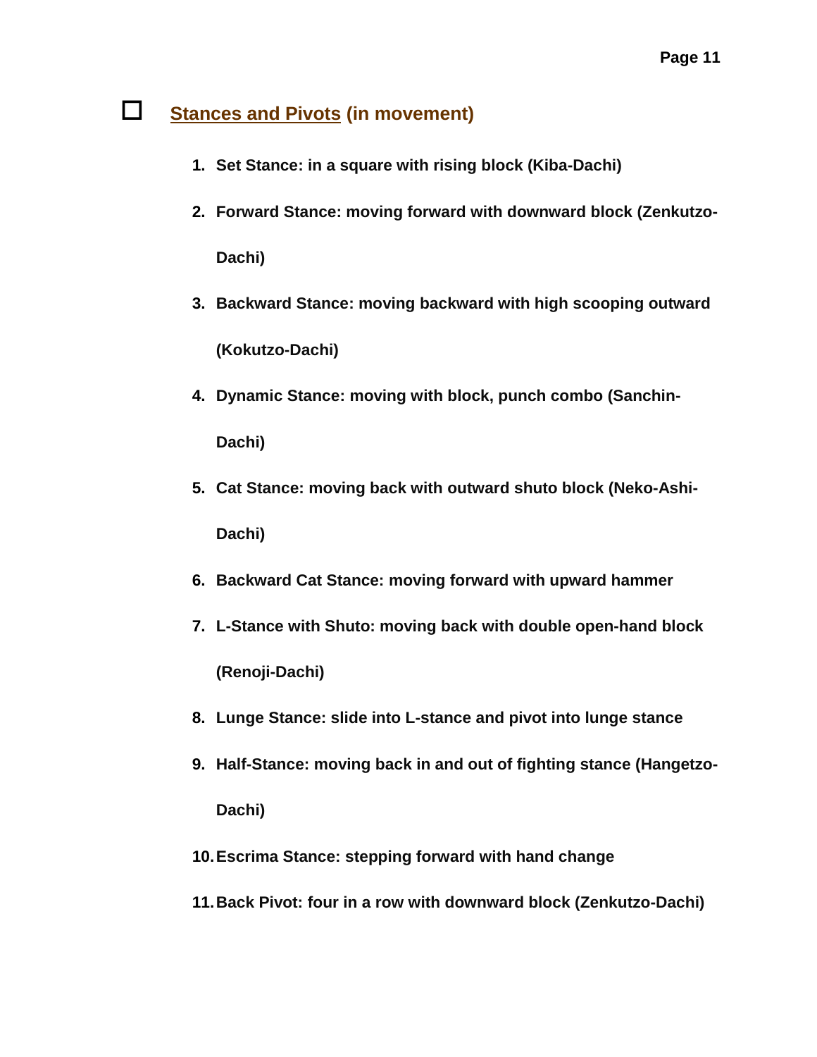## ☐ Stances and Pivots (in movement)

1. **Set Stance: in a square with rising block (Kiba-Dachi)**
2. **Forward Stance: moving forward with downward block (Zenkutzo-Dachi)**
3. **Backward Stance: moving backward with high scooping outward (Kokutzo-Dachi)**
4. **Dynamic Stance: moving with block, punch combo (Sanchin-Dachi)**
5. **Cat Stance: moving back with outward shuto block (Neko-Ashi-Dachi)**
6. **Backward Cat Stance: moving forward with upward hammer**
7. **L-Stance with Shuto: moving back with double open-hand block (Renoji-Dachi)**
8. **Lunge Stance: slide into L-stance and pivot into lunge stance**
9. **Half-Stance: moving back in and out of fighting stance (Hangetzo-Dachi)**
10. **Escrima Stance: stepping forward with hand change**
11. **Back Pivot: four in a row with downward block (Zenkutzo-Dachi)**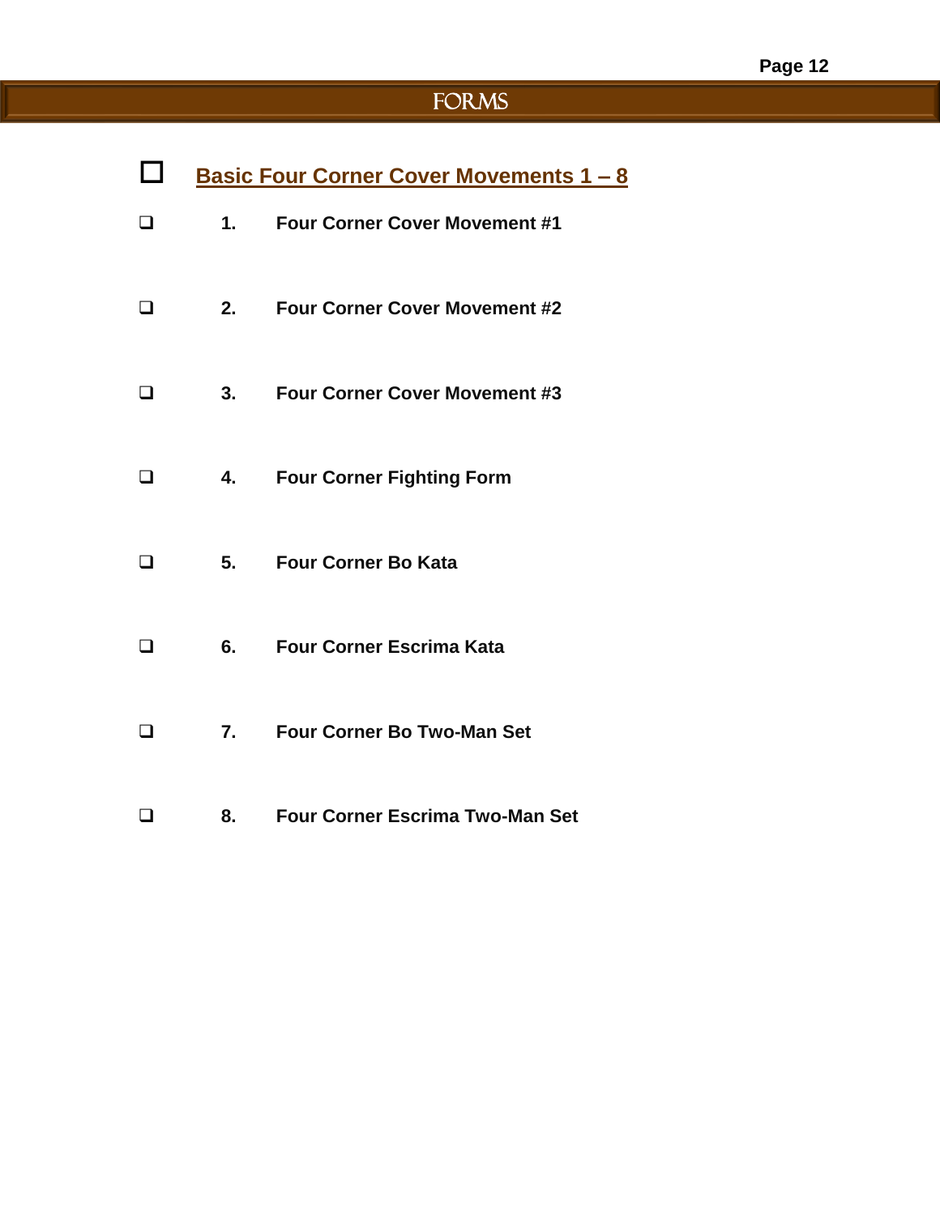# FORMS

## ☐ Basic Four Corner Cover Movements 1 – 8

- ☐ 1. **Four Corner Cover Movement #1**
- ☐ 2. **Four Corner Cover Movement #2**
- ☐ 3. **Four Corner Cover Movement #3**
- ☐ 4. **Four Corner Fighting Form**
- ☐ 5. **Four Corner Bo Kata**
- ☐ 6. **Four Corner Escrima Kata**
- ☐ 7. **Four Corner Bo Two-Man Set**
- ☐ 8. **Four Corner Escrima Two-Man Set**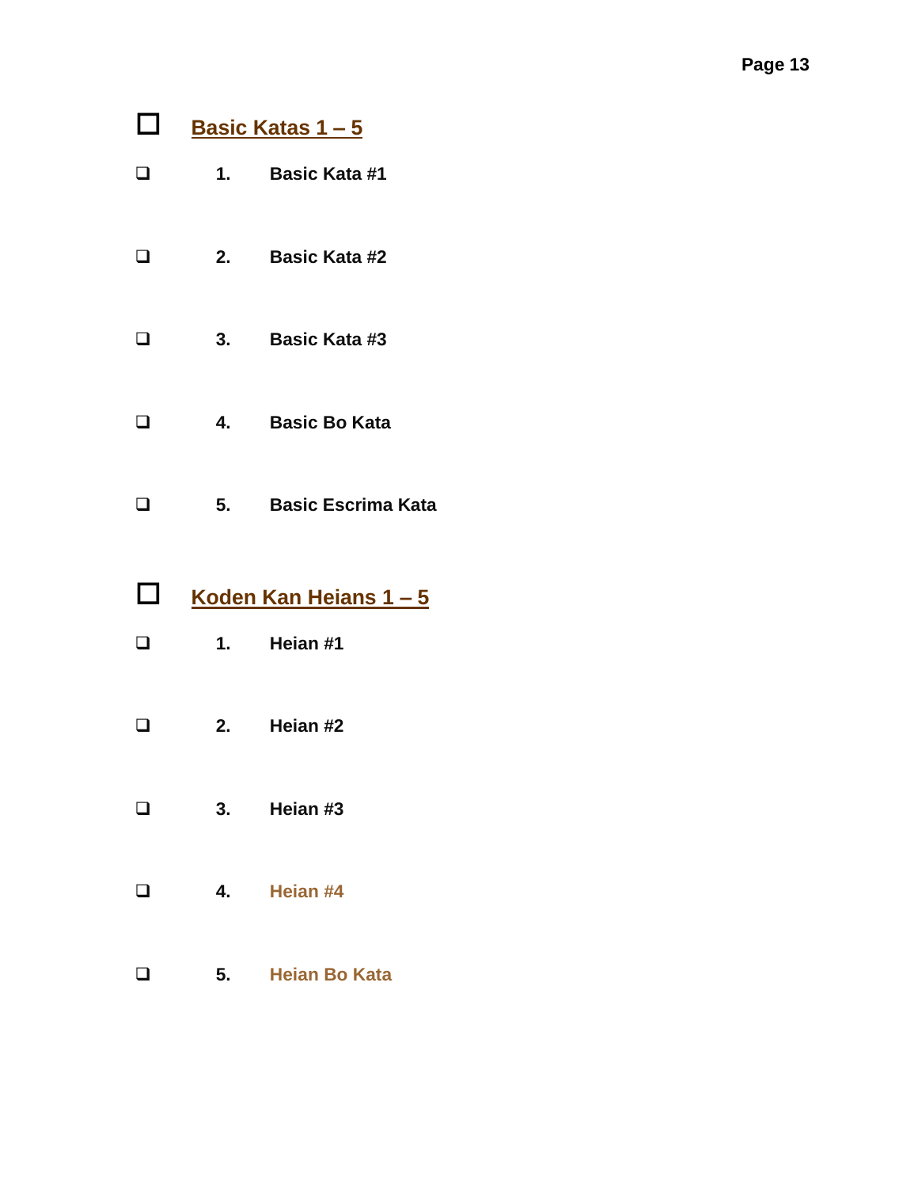## ☐ Basic Katas 1 – 5

- ☐ **1. Basic Kata #1**
- ☐ **2. Basic Kata #2**
- ☐ **3. Basic Kata #3**
- ☐ **4. Basic Bo Kata**
- ☐ **5. Basic Escrima Kata**

## ☐ Koden Kan Heians 1 – 5

- ☐ **1. Heian #1**
- ☐ **2. Heian #2**
- ☐ **3. Heian #3**
- ☐ **4. Heian #4**
- ☐ **5. Heian Bo Kata**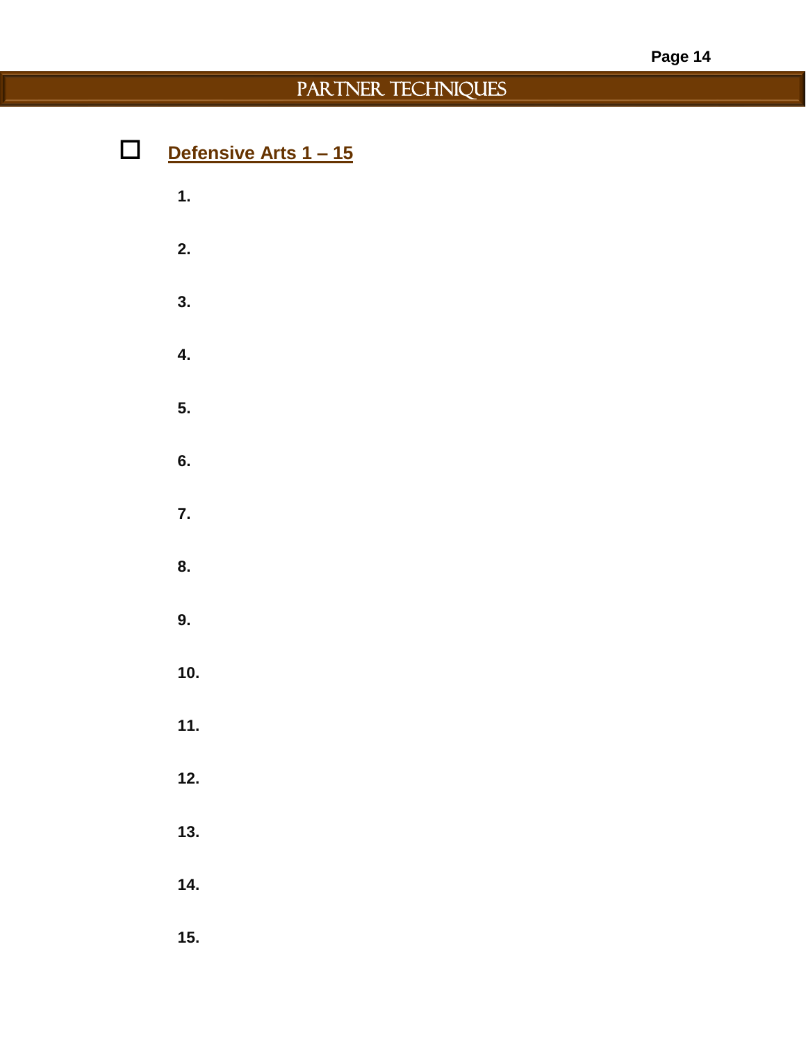# PARTNER TECHNIQUES

☐ **Defensive Arts 1 – 15**

1.

2.

3.

4.

5.

6.

7.

8.

9.

10.

11.

12.

13.

14.

15.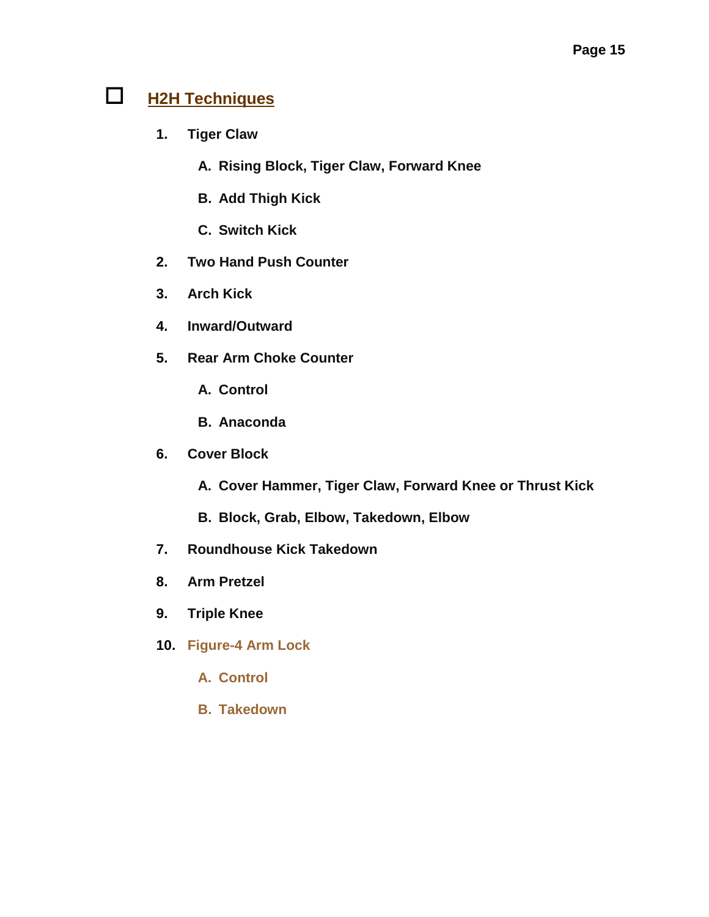## ☐ H2H Techniques

1. Tiger Claw
   - A. Rising Block, Tiger Claw, Forward Knee
   - B. Add Thigh Kick
   - C. Switch Kick
2. Two Hand Push Counter
3. Arch Kick
4. Inward/Outward
5. Rear Arm Choke Counter
   - A. Control
   - B. Anaconda
6. Cover Block
   - A. Cover Hammer, Tiger Claw, Forward Knee or Thrust Kick
   - B. Block, Grab, Elbow, Takedown, Elbow
7. Roundhouse Kick Takedown
8. Arm Pretzel
9. Triple Knee
10. Figure-4 Arm Lock
    - A. Control
    - B. Takedown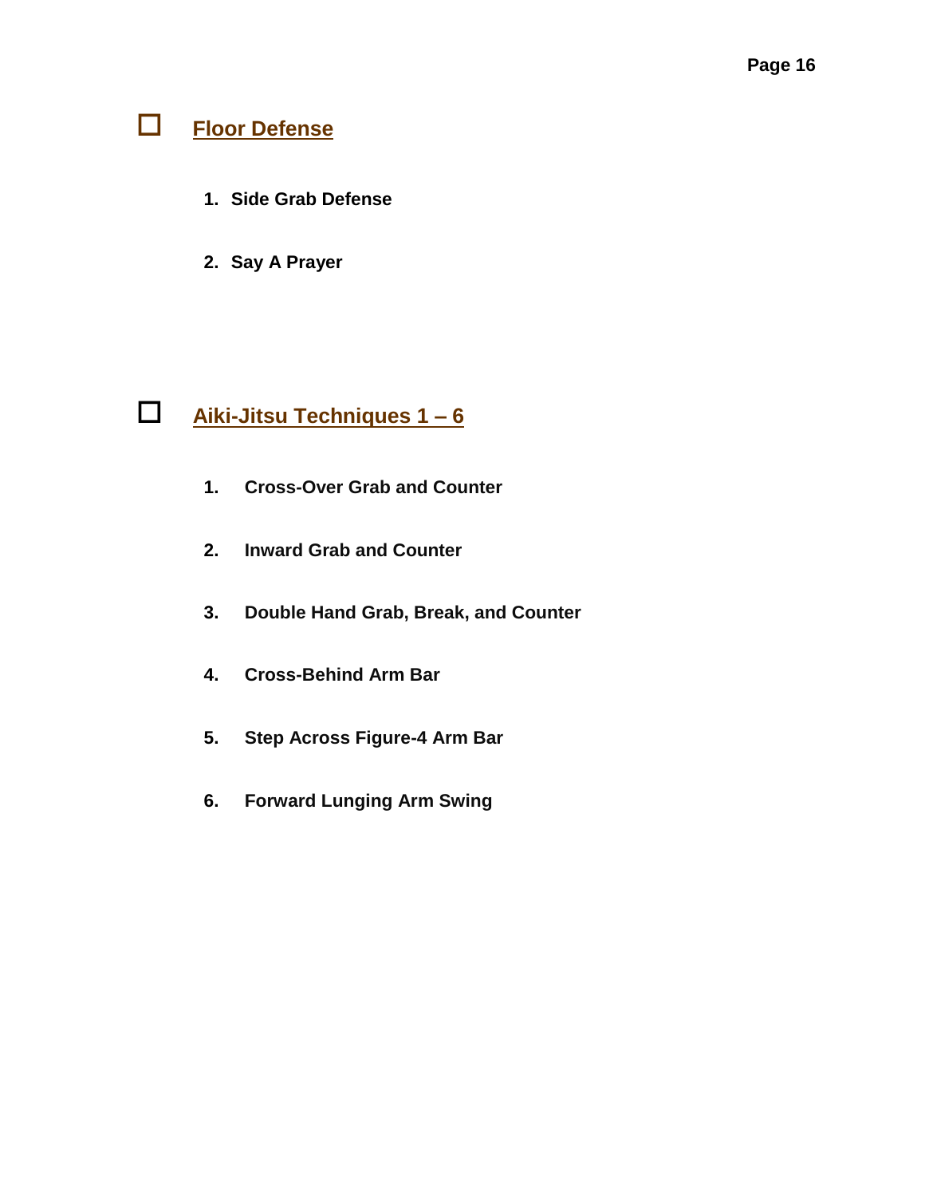☐ **Floor Defense**

1. **Side Grab Defense**
2. **Say A Prayer**

☐ **Aiki-Jitsu Techniques 1 – 6**

1. **Cross-Over Grab and Counter**
2. **Inward Grab and Counter**
3. **Double Hand Grab, Break, and Counter**
4. **Cross-Behind Arm Bar**
5. **Step Across Figure-4 Arm Bar**
6. **Forward Lunging Arm Swing**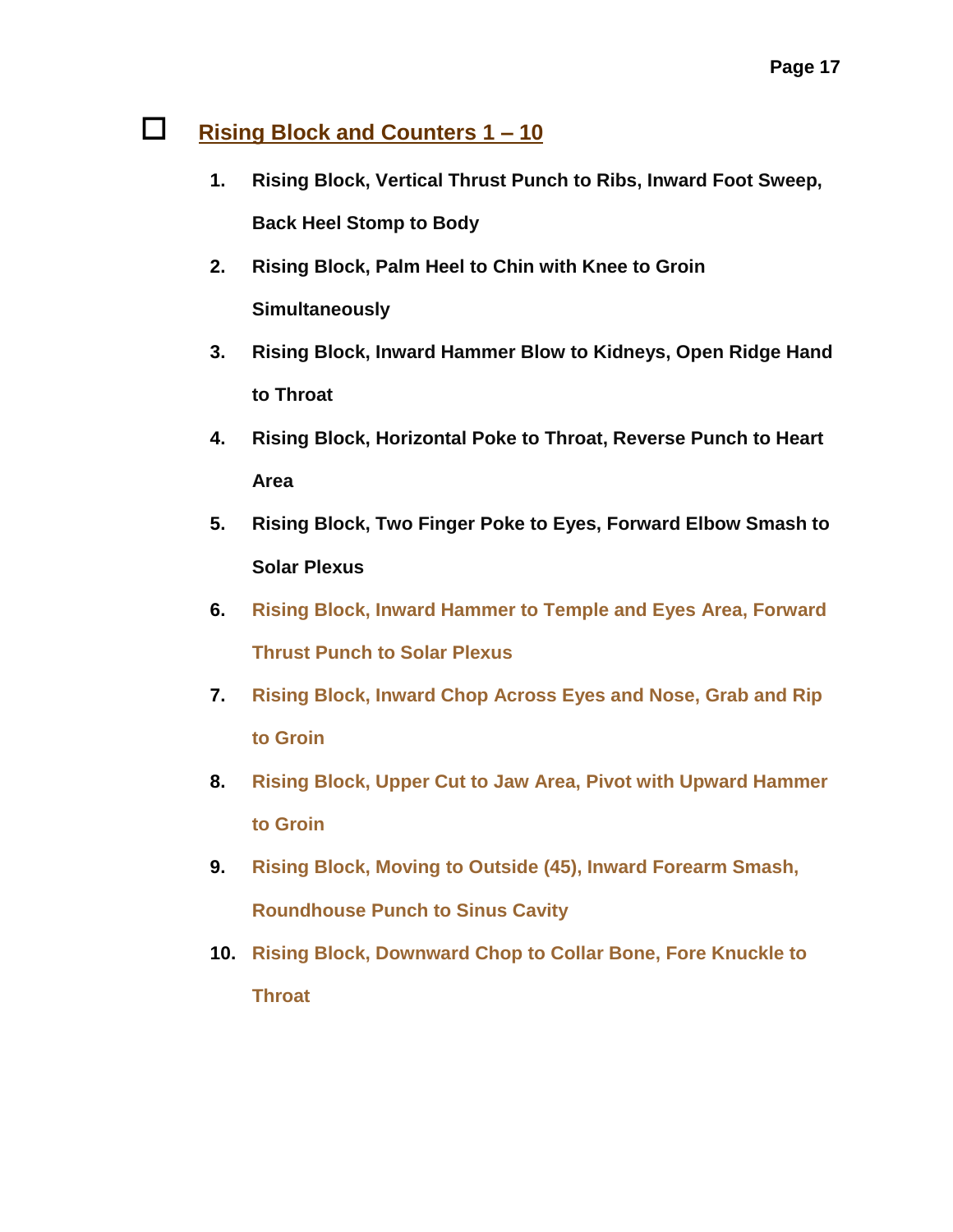## ☐ Rising Block and Counters 1 – 10

1. **Rising Block, Vertical Thrust Punch to Ribs, Inward Foot Sweep, Back Heel Stomp to Body**
2. **Rising Block, Palm Heel to Chin with Knee to Groin Simultaneously**
3. **Rising Block, Inward Hammer Blow to Kidneys, Open Ridge Hand to Throat**
4. **Rising Block, Horizontal Poke to Throat, Reverse Punch to Heart Area**
5. **Rising Block, Two Finger Poke to Eyes, Forward Elbow Smash to Solar Plexus**
6. **Rising Block, Inward Hammer to Temple and Eyes Area, Forward Thrust Punch to Solar Plexus**
7. **Rising Block, Inward Chop Across Eyes and Nose, Grab and Rip to Groin**
8. **Rising Block, Upper Cut to Jaw Area, Pivot with Upward Hammer to Groin**
9. **Rising Block, Moving to Outside (45), Inward Forearm Smash, Roundhouse Punch to Sinus Cavity**
10. **Rising Block, Downward Chop to Collar Bone, Fore Knuckle to Throat**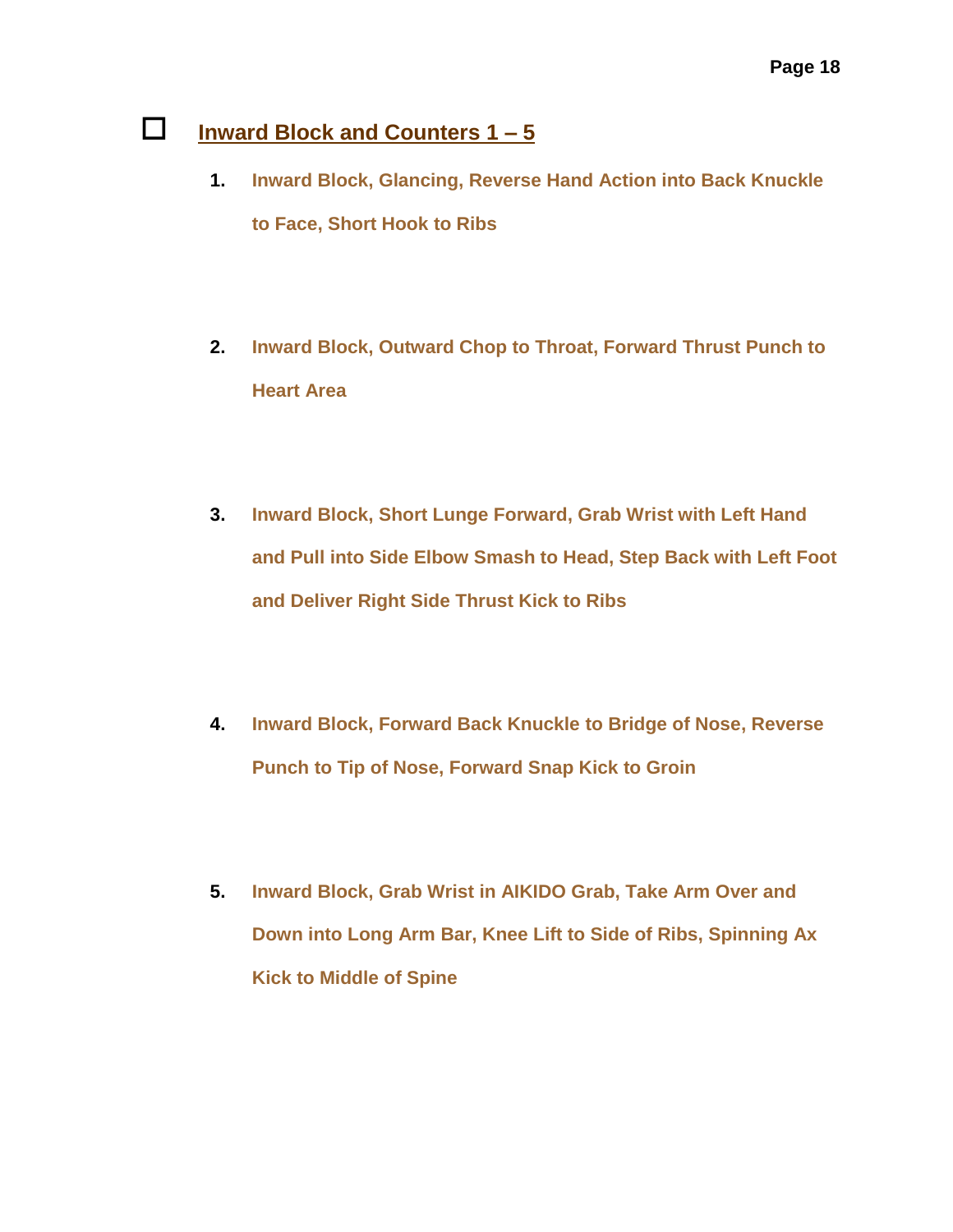## ☐ Inward Block and Counters 1 – 5

1. **Inward Block, Glancing, Reverse Hand Action into Back Knuckle to Face, Short Hook to Ribs**

2. **Inward Block, Outward Chop to Throat, Forward Thrust Punch to Heart Area**

3. **Inward Block, Short Lunge Forward, Grab Wrist with Left Hand and Pull into Side Elbow Smash to Head, Step Back with Left Foot and Deliver Right Side Thrust Kick to Ribs**

4. **Inward Block, Forward Back Knuckle to Bridge of Nose, Reverse Punch to Tip of Nose, Forward Snap Kick to Groin**

5. **Inward Block, Grab Wrist in AIKIDO Grab, Take Arm Over and Down into Long Arm Bar, Knee Lift to Side of Ribs, Spinning Ax Kick to Middle of Spine**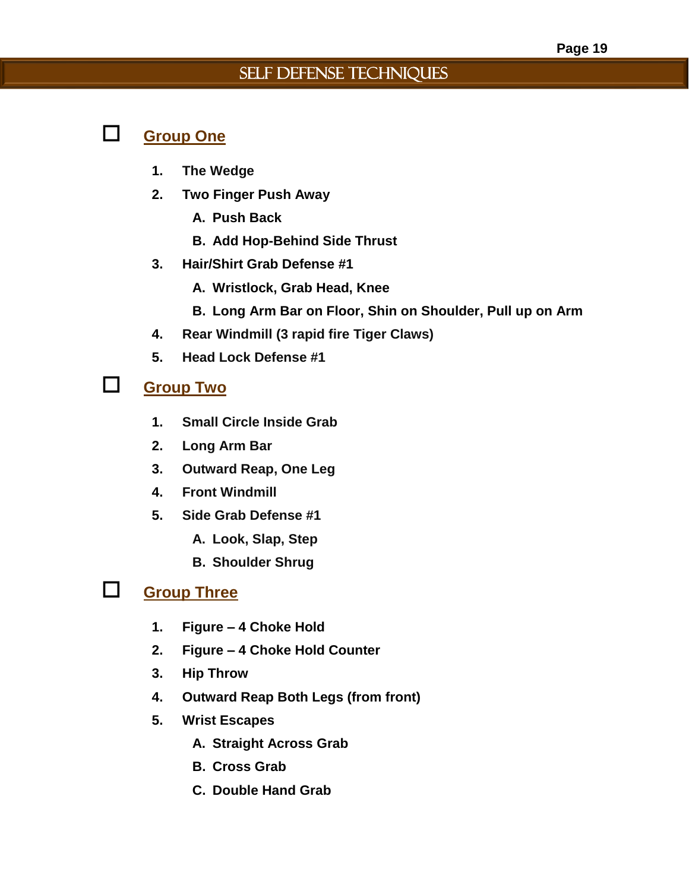# SELF DEFENSE TECHNIQUES

## ☐ Group One

1. **The Wedge**
2. **Two Finger Push Away**
   - A. Push Back
   - B. Add Hop-Behind Side Thrust
3. **Hair/Shirt Grab Defense #1**
   - A. Wristlock, Grab Head, Knee
   - B. Long Arm Bar on Floor, Shin on Shoulder, Pull up on Arm
4. **Rear Windmill (3 rapid fire Tiger Claws)**
5. **Head Lock Defense #1**

## ☐ Group Two

1. **Small Circle Inside Grab**
2. **Long Arm Bar**
3. **Outward Reap, One Leg**
4. **Front Windmill**
5. **Side Grab Defense #1**
   - A. Look, Slap, Step
   - B. Shoulder Shrug

## ☐ Group Three

1. **Figure – 4 Choke Hold**
2. **Figure – 4 Choke Hold Counter**
3. **Hip Throw**
4. **Outward Reap Both Legs (from front)**
5. **Wrist Escapes**
   - A. Straight Across Grab
   - B. Cross Grab
   - C. Double Hand Grab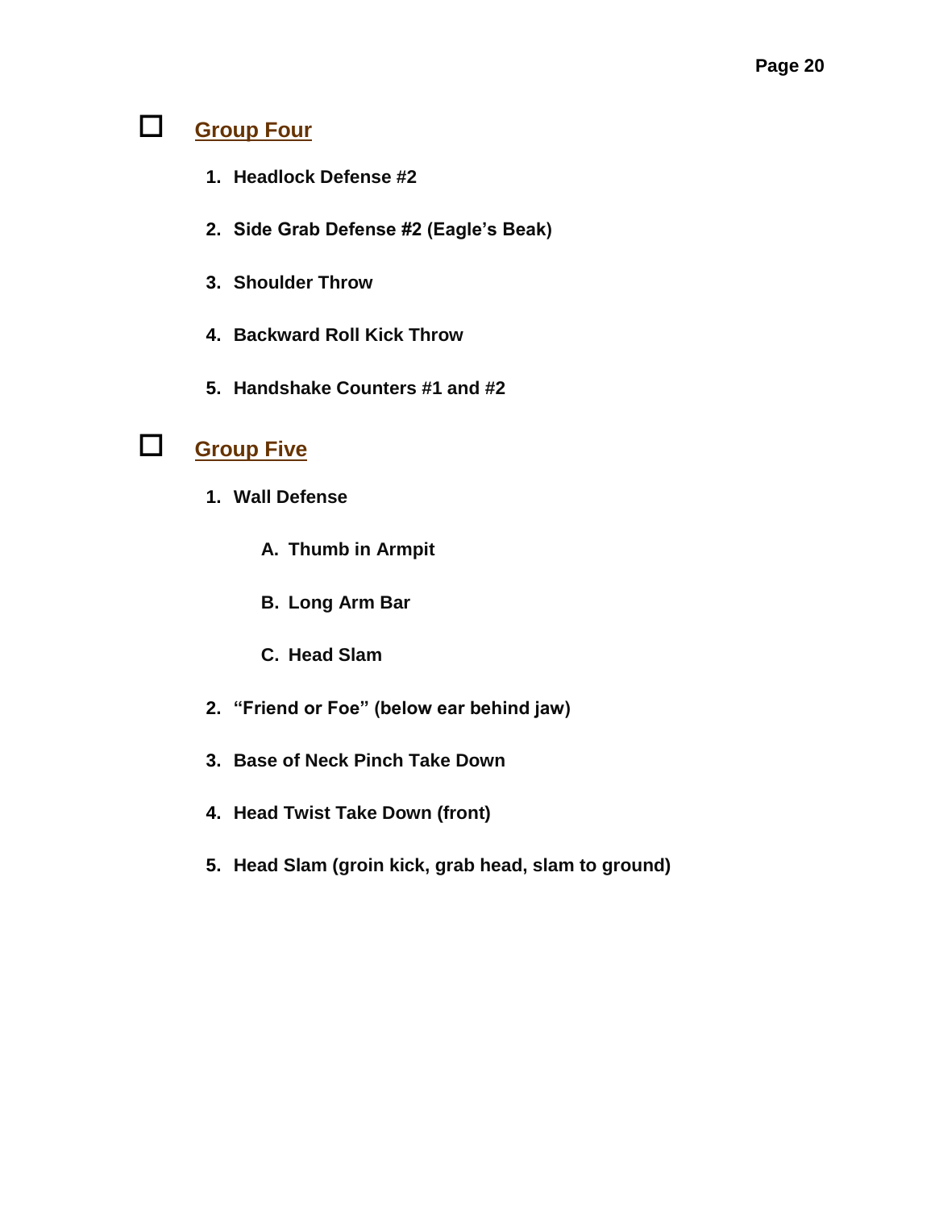## ☐ Group Four

1. **Headlock Defense #2**
2. **Side Grab Defense #2 (Eagle's Beak)**
3. **Shoulder Throw**
4. **Backward Roll Kick Throw**
5. **Handshake Counters #1 and #2**

## ☐ Group Five

1. **Wall Defense**
   - A. **Thumb in Armpit**
   - B. **Long Arm Bar**
   - C. **Head Slam**
2. **"Friend or Foe" (below ear behind jaw)**
3. **Base of Neck Pinch Take Down**
4. **Head Twist Take Down (front)**
5. **Head Slam (groin kick, grab head, slam to ground)**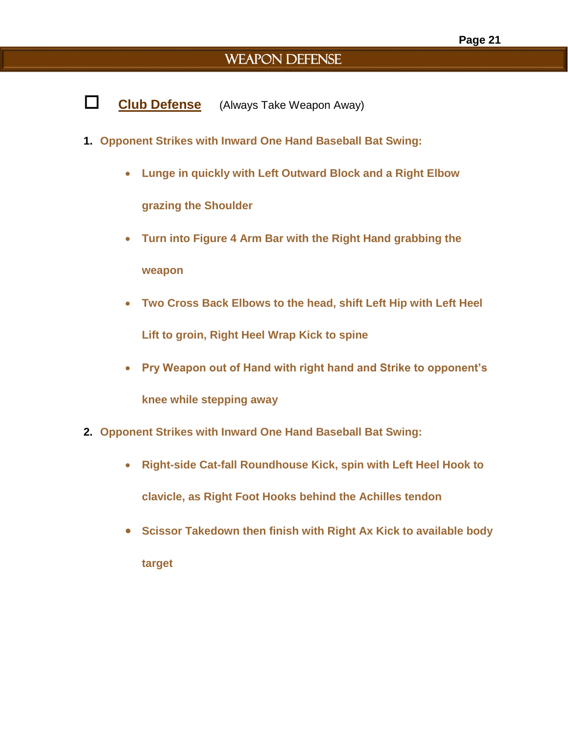# WEAPON DEFENSE

☐ **Club Defense** (Always Take Weapon Away)

1. **Opponent Strikes with Inward One Hand Baseball Bat Swing:**
   - **Lunge in quickly with Left Outward Block and a Right Elbow grazing the Shoulder**
   - **Turn into Figure 4 Arm Bar with the Right Hand grabbing the weapon**
   - **Two Cross Back Elbows to the head, shift Left Hip with Left Heel Lift to groin, Right Heel Wrap Kick to spine**
   - **Pry Weapon out of Hand with right hand and Strike to opponent's knee while stepping away**

2. **Opponent Strikes with Inward One Hand Baseball Bat Swing:**
   - **Right-side Cat-fall Roundhouse Kick, spin with Left Heel Hook to clavicle, as Right Foot Hooks behind the Achilles tendon**
   - **Scissor Takedown then finish with Right Ax Kick to available body target**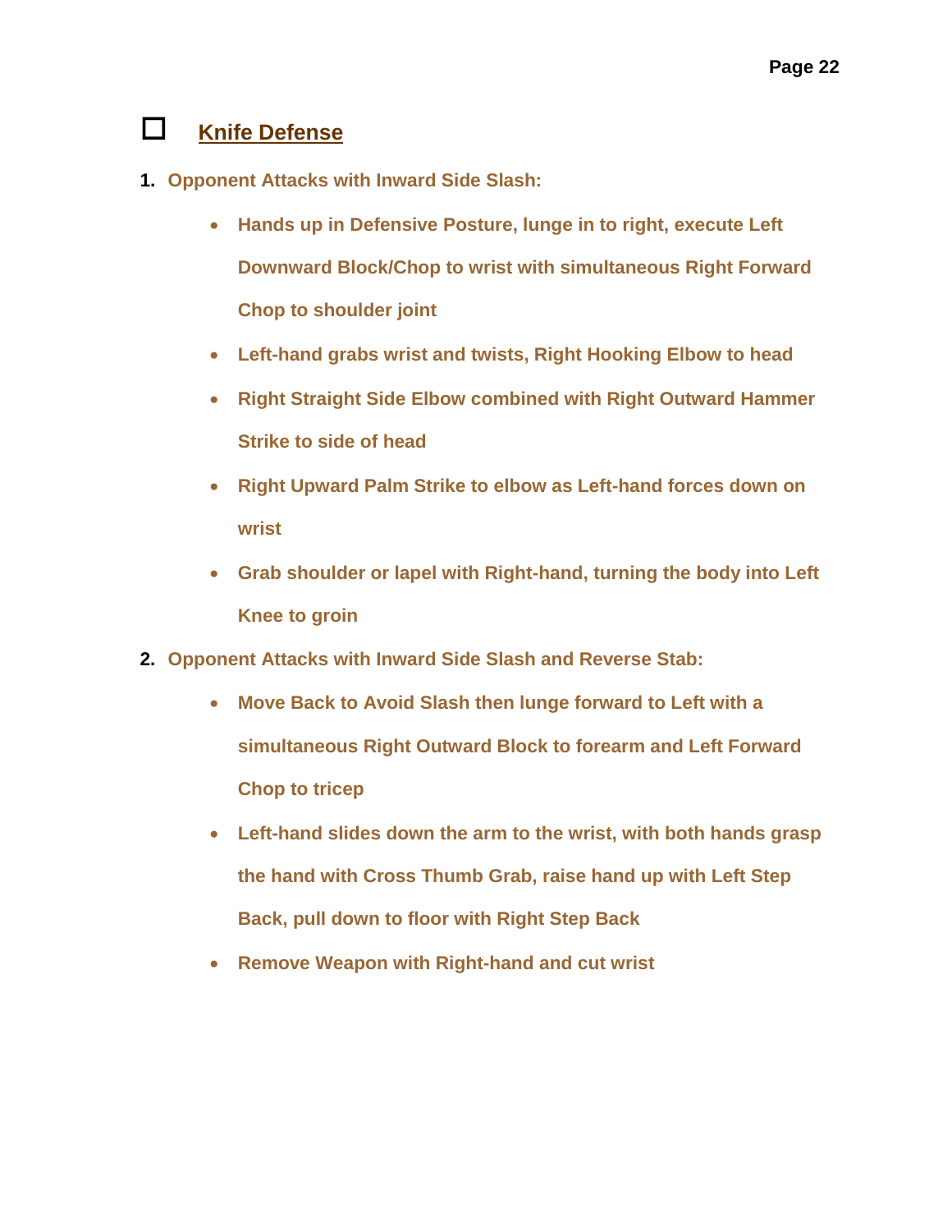## ☐ Knife Defense

1. **Opponent Attacks with Inward Side Slash:**
   - **Hands up in Defensive Posture, lunge in to right, execute Left Downward Block/Chop to wrist with simultaneous Right Forward Chop to shoulder joint**
   - **Left-hand grabs wrist and twists, Right Hooking Elbow to head**
   - **Right Straight Side Elbow combined with Right Outward Hammer Strike to side of head**
   - **Right Upward Palm Strike to elbow as Left-hand forces down on wrist**
   - **Grab shoulder or lapel with Right-hand, turning the body into Left Knee to groin**
2. **Opponent Attacks with Inward Side Slash and Reverse Stab:**
   - **Move Back to Avoid Slash then lunge forward to Left with a simultaneous Right Outward Block to forearm and Left Forward Chop to tricep**
   - **Left-hand slides down the arm to the wrist, with both hands grasp the hand with Cross Thumb Grab, raise hand up with Left Step Back, pull down to floor with Right Step Back**
   - **Remove Weapon with Right-hand and cut wrist**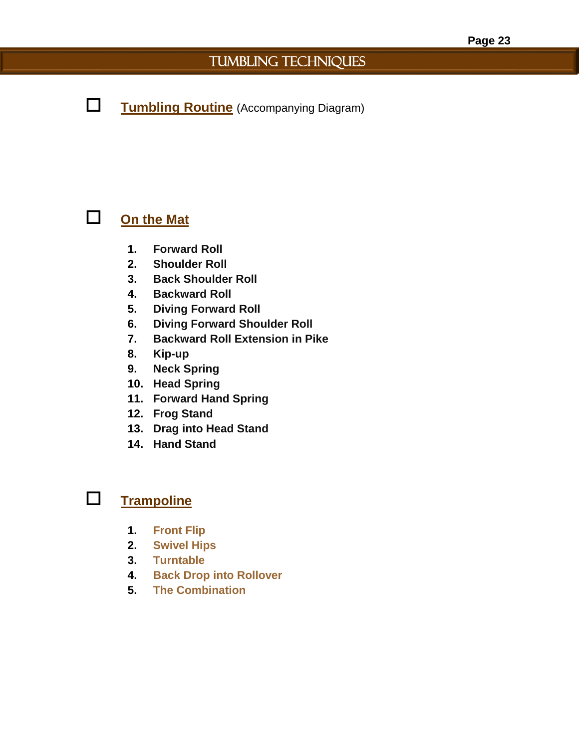# TUMBLING TECHNIQUES

- [ ] **Tumbling Routine** (Accompanying Diagram)

- [ ] **On the Mat**

1. **Forward Roll**
2. **Shoulder Roll**
3. **Back Shoulder Roll**
4. **Backward Roll**
5. **Diving Forward Roll**
6. **Diving Forward Shoulder Roll**
7. **Backward Roll Extension in Pike**
8. **Kip-up**
9. **Neck Spring**
10. **Head Spring**
11. **Forward Hand Spring**
12. **Frog Stand**
13. **Drag into Head Stand**
14. **Hand Stand**

- [ ] **Trampoline**

1. **Front Flip**
2. **Swivel Hips**
3. **Turntable**
4. **Back Drop into Rollover**
5. **The Combination**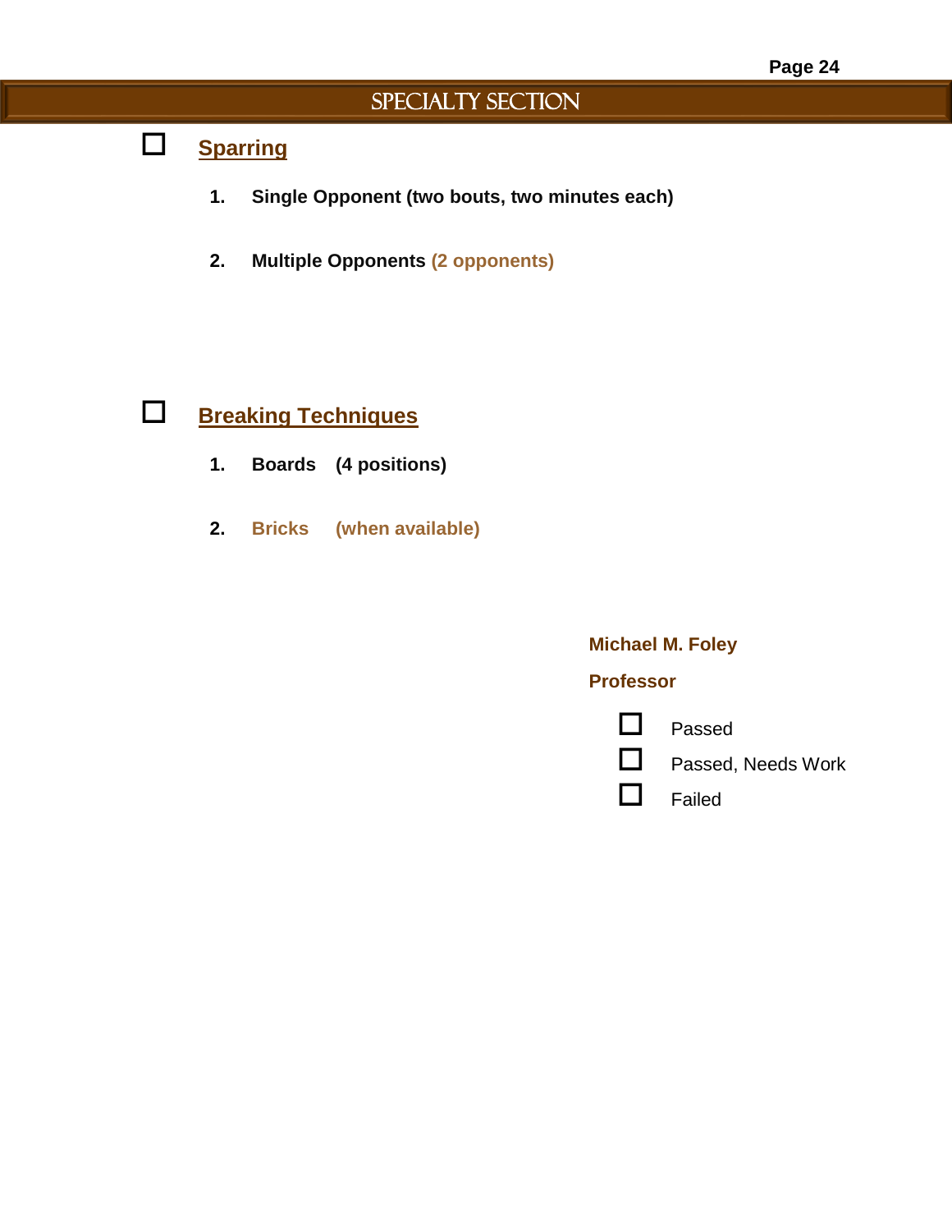# SPECIALTY SECTION

☐ **Sparring**

1. **Single Opponent (two bouts, two minutes each)**
2. **Multiple Opponents (2 opponents)**

☐ **Breaking Techniques**

1. **Boards (4 positions)**
2. **Bricks (when available)**

**Michael M. Foley**

**Professor**

- ☐ Passed
- ☐ Passed, Needs Work
- ☐ Failed